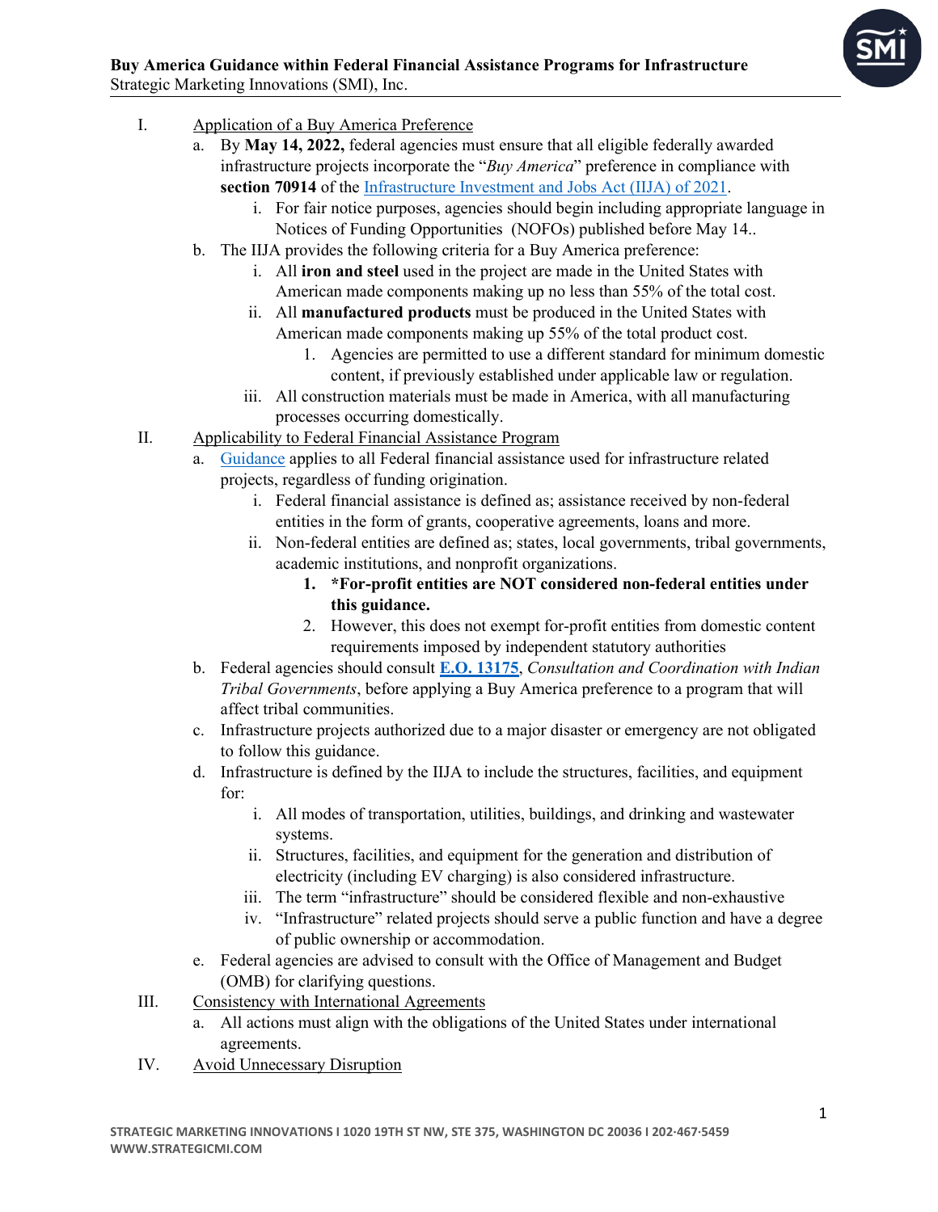**Buy America Guidance within Federal Financial Assistance Programs for Infrastructure**
Strategic Marketing Innovations (SMI), Inc.

I. Application of a Buy America Preference
   a. By **May 14, 2022,** federal agencies must ensure that all eligible federally awarded infrastructure projects incorporate the "*Buy America*" preference in compliance with **section 70914** of the Infrastructure Investment and Jobs Act (IIJA) of 2021.
      i. For fair notice purposes, agencies should begin including appropriate language in Notices of Funding Opportunities (NOFOs) published before May 14..
   b. The IIJA provides the following criteria for a Buy America preference:
      i. All **iron and steel** used in the project are made in the United States with American made components making up no less than 55% of the total cost.
      ii. All **manufactured products** must be produced in the United States with American made components making up 55% of the total product cost.
         1. Agencies are permitted to use a different standard for minimum domestic content, if previously established under applicable law or regulation.
      iii. All construction materials must be made in America, with all manufacturing processes occurring domestically.

II. Applicability to Federal Financial Assistance Program
   a. Guidance applies to all Federal financial assistance used for infrastructure related projects, regardless of funding origination.
      i. Federal financial assistance is defined as; assistance received by non-federal entities in the form of grants, cooperative agreements, loans and more.
      ii. Non-federal entities are defined as; states, local governments, tribal governments, academic institutions, and nonprofit organizations.
         1. ***For-profit entities are NOT considered non-federal entities under this guidance.**
         2. However, this does not exempt for-profit entities from domestic content requirements imposed by independent statutory authorities
   b. Federal agencies should consult **E.O. 13175**, *Consultation and Coordination with Indian Tribal Governments*, before applying a Buy America preference to a program that will affect tribal communities.
   c. Infrastructure projects authorized due to a major disaster or emergency are not obligated to follow this guidance.
   d. Infrastructure is defined by the IIJA to include the structures, facilities, and equipment for:
      i. All modes of transportation, utilities, buildings, and drinking and wastewater systems.
      ii. Structures, facilities, and equipment for the generation and distribution of electricity (including EV charging) is also considered infrastructure.
      iii. The term "infrastructure" should be considered flexible and non-exhaustive
      iv. "Infrastructure" related projects should serve a public function and have a degree of public ownership or accommodation.
   e. Federal agencies are advised to consult with the Office of Management and Budget (OMB) for clarifying questions.

III. Consistency with International Agreements
   a. All actions must align with the obligations of the United States under international agreements.

IV. Avoid Unnecessary Disruption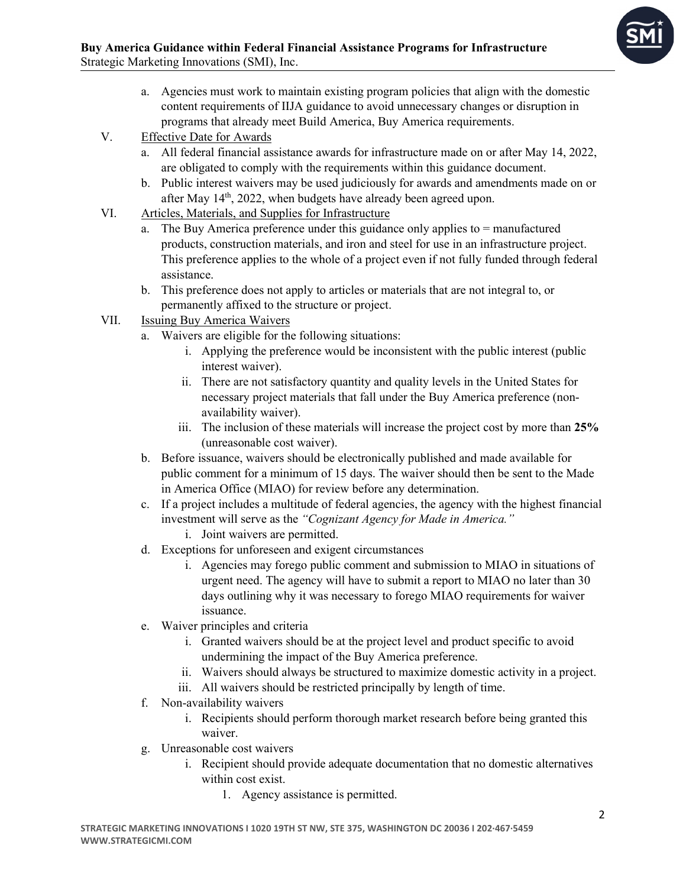a. Agencies must work to maintain existing program policies that align with the domestic content requirements of IIJA guidance to avoid unnecessary changes or disruption in programs that already meet Build America, Buy America requirements.

V. <u>Effective Date for Awards</u>
   a. All federal financial assistance awards for infrastructure made on or after May 14, 2022, are obligated to comply with the requirements within this guidance document.
   b. Public interest waivers may be used judiciously for awards and amendments made on or after May 14th, 2022, when budgets have already been agreed upon.

VI. <u>Articles, Materials, and Supplies for Infrastructure</u>
   a. The Buy America preference under this guidance only applies to = manufactured products, construction materials, and iron and steel for use in an infrastructure project. This preference applies to the whole of a project even if not fully funded through federal assistance.
   b. This preference does not apply to articles or materials that are not integral to, or permanently affixed to the structure or project.

VII. <u>Issuing Buy America Waivers</u>
   a. Waivers are eligible for the following situations:
      i. Applying the preference would be inconsistent with the public interest (public interest waiver).
      ii. There are not satisfactory quantity and quality levels in the United States for necessary project materials that fall under the Buy America preference (non-availability waiver).
      iii. The inclusion of these materials will increase the project cost by more than **25%** (unreasonable cost waiver).
   b. Before issuance, waivers should be electronically published and made available for public comment for a minimum of 15 days. The waiver should then be sent to the Made in America Office (MIAO) for review before any determination.
   c. If a project includes a multitude of federal agencies, the agency with the highest financial investment will serve as the *"Cognizant Agency for Made in America."*
      i. Joint waivers are permitted.
   d. Exceptions for unforeseen and exigent circumstances
      i. Agencies may forego public comment and submission to MIAO in situations of urgent need. The agency will have to submit a report to MIAO no later than 30 days outlining why it was necessary to forego MIAO requirements for waiver issuance.
   e. Waiver principles and criteria
      i. Granted waivers should be at the project level and product specific to avoid undermining the impact of the Buy America preference.
      ii. Waivers should always be structured to maximize domestic activity in a project.
      iii. All waivers should be restricted principally by length of time.
   f. Non-availability waivers
      i. Recipients should perform thorough market research before being granted this waiver.
   g. Unreasonable cost waivers
      i. Recipient should provide adequate documentation that no domestic alternatives within cost exist.
         1. Agency assistance is permitted.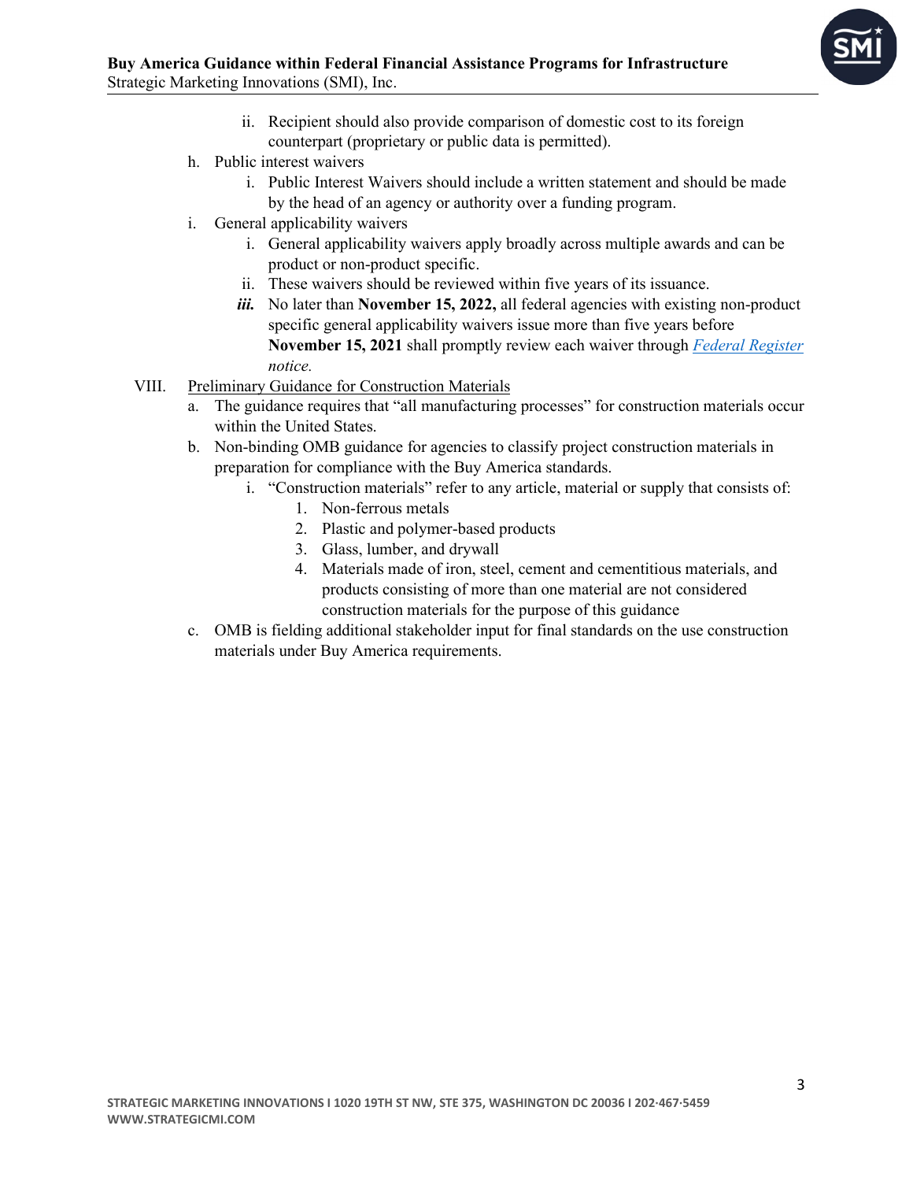ii. Recipient should also provide comparison of domestic cost to its foreign counterpart (proprietary or public data is permitted).

h. Public interest waivers

   i. Public Interest Waivers should include a written statement and should be made by the head of an agency or authority over a funding program.

i. General applicability waivers

   i. General applicability waivers apply broadly across multiple awards and can be product or non-product specific.

   ii. These waivers should be reviewed within five years of its issuance.

   ***iii.*** No later than **November 15, 2022,** all federal agencies with existing non-product specific general applicability waivers issue more than five years before **November 15, 2021** shall promptly review each waiver through *[Federal Register](https://www.federalregister.gov) notice.*

VIII. Preliminary Guidance for Construction Materials

a. The guidance requires that "all manufacturing processes" for construction materials occur within the United States.

b. Non-binding OMB guidance for agencies to classify project construction materials in preparation for compliance with the Buy America standards.

   i. "Construction materials" refer to any article, material or supply that consists of:

      1. Non-ferrous metals
      2. Plastic and polymer-based products
      3. Glass, lumber, and drywall
      4. Materials made of iron, steel, cement and cementitious materials, and products consisting of more than one material are not considered construction materials for the purpose of this guidance

c. OMB is fielding additional stakeholder input for final standards on the use construction materials under Buy America requirements.